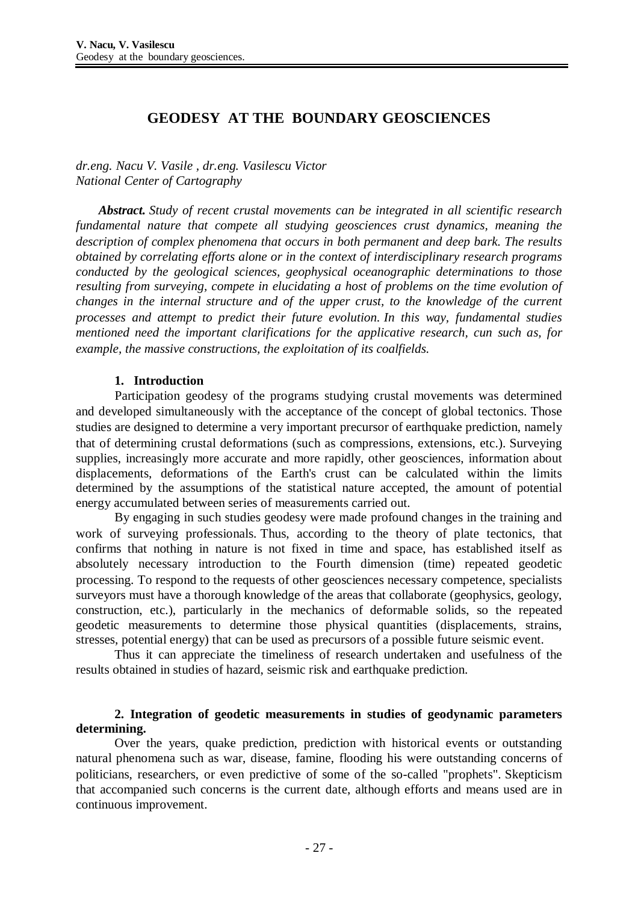# GEODESY AT THE BOUNDARY GEOSCIENCES

*dr.eng. Nacu V. Vasile , dr.eng. Vasilescu Victor*
*National Center of Cartography*

***Abstract.*** *Study of recent crustal movements can be integrated in all scientific research fundamental nature that compete all studying geosciences crust dynamics, meaning the description of complex phenomena that occurs in both permanent and deep bark. The results obtained by correlating efforts alone or in the context of interdisciplinary research programs conducted by the geological sciences, geophysical oceanographic determinations to those resulting from surveying, compete in elucidating a host of problems on the time evolution of changes in the internal structure and of the upper crust, to the knowledge of the current processes and attempt to predict their future evolution. In this way, fundamental studies mentioned need the important clarifications for the applicative research, cun such as, for example, the massive constructions, the exploitation of its coalfields.*

## 1. Introduction

Participation geodesy of the programs studying crustal movements was determined and developed simultaneously with the acceptance of the concept of global tectonics. Those studies are designed to determine a very important precursor of earthquake prediction, namely that of determining crustal deformations (such as compressions, extensions, etc.). Surveying supplies, increasingly more accurate and more rapidly, other geosciences, information about displacements, deformations of the Earth's crust can be calculated within the limits determined by the assumptions of the statistical nature accepted, the amount of potential energy accumulated between series of measurements carried out.

By engaging in such studies geodesy were made profound changes in the training and work of surveying professionals. Thus, according to the theory of plate tectonics, that confirms that nothing in nature is not fixed in time and space, has established itself as absolutely necessary introduction to the Fourth dimension (time) repeated geodetic processing. To respond to the requests of other geosciences necessary competence, specialists surveyors must have a thorough knowledge of the areas that collaborate (geophysics, geology, construction, etc.), particularly in the mechanics of deformable solids, so the repeated geodetic measurements to determine those physical quantities (displacements, strains, stresses, potential energy) that can be used as precursors of a possible future seismic event.

Thus it can appreciate the timeliness of research undertaken and usefulness of the results obtained in studies of hazard, seismic risk and earthquake prediction.

## 2. Integration of geodetic measurements in studies of geodynamic parameters determining.

Over the years, quake prediction, prediction with historical events or outstanding natural phenomena such as war, disease, famine, flooding his were outstanding concerns of politicians, researchers, or even predictive of some of the so-called "prophets". Skepticism that accompanied such concerns is the current date, although efforts and means used are in continuous improvement.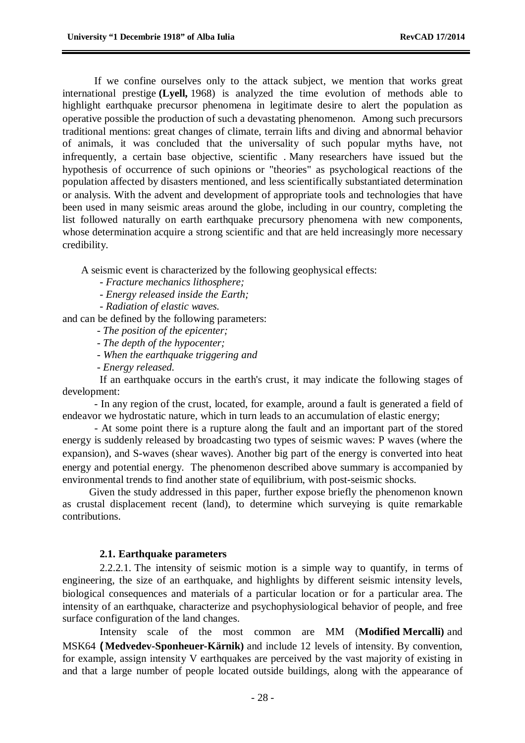If we confine ourselves only to the attack subject, we mention that works great international prestige **(Lyell,** 1968) is analyzed the time evolution of methods able to highlight earthquake precursor phenomena in legitimate desire to alert the population as operative possible the production of such a devastating phenomenon. Among such precursors traditional mentions: great changes of climate, terrain lifts and diving and abnormal behavior of animals, it was concluded that the universality of such popular myths have, not infrequently, a certain base objective, scientific . Many researchers have issued but the hypothesis of occurrence of such opinions or "theories" as psychological reactions of the population affected by disasters mentioned, and less scientifically substantiated determination or analysis. With the advent and development of appropriate tools and technologies that have been used in many seismic areas around the globe, including in our country, completing the list followed naturally on earth earthquake precursory phenomena with new components, whose determination acquire a strong scientific and that are held increasingly more necessary credibility.

A seismic event is characterized by the following geophysical effects:

- *Fracture mechanics lithosphere;*
- *Energy released inside the Earth;*
- *Radiation of elastic waves.*

and can be defined by the following parameters:

- *The position of the epicenter;*
- *The depth of the hypocenter;*
- *When the earthquake triggering and*
- *Energy released.*

If an earthquake occurs in the earth's crust, it may indicate the following stages of development:

- In any region of the crust, located, for example, around a fault is generated a field of endeavor we hydrostatic nature, which in turn leads to an accumulation of elastic energy;

- At some point there is a rupture along the fault and an important part of the stored energy is suddenly released by broadcasting two types of seismic waves: P waves (where the expansion), and S-waves (shear waves). Another big part of the energy is converted into heat energy and potential energy. The phenomenon described above summary is accompanied by environmental trends to find another state of equilibrium, with post-seismic shocks.

Given the study addressed in this paper, further expose briefly the phenomenon known as crustal displacement recent (land), to determine which surveying is quite remarkable contributions.

### 2.1. Earthquake parameters

2.2.2.1. The intensity of seismic motion is a simple way to quantify, in terms of engineering, the size of an earthquake, and highlights by different seismic intensity levels, biological consequences and materials of a particular location or for a particular area. The intensity of an earthquake, characterize and psychophysiological behavior of people, and free surface configuration of the land changes.

Intensity scale of the most common are MM (**Modified Mercalli)** and MSK64 **(Medvedev-Sponheuer-Kärnik)** and include 12 levels of intensity. By convention, for example, assign intensity V earthquakes are perceived by the vast majority of existing in and that a large number of people located outside buildings, along with the appearance of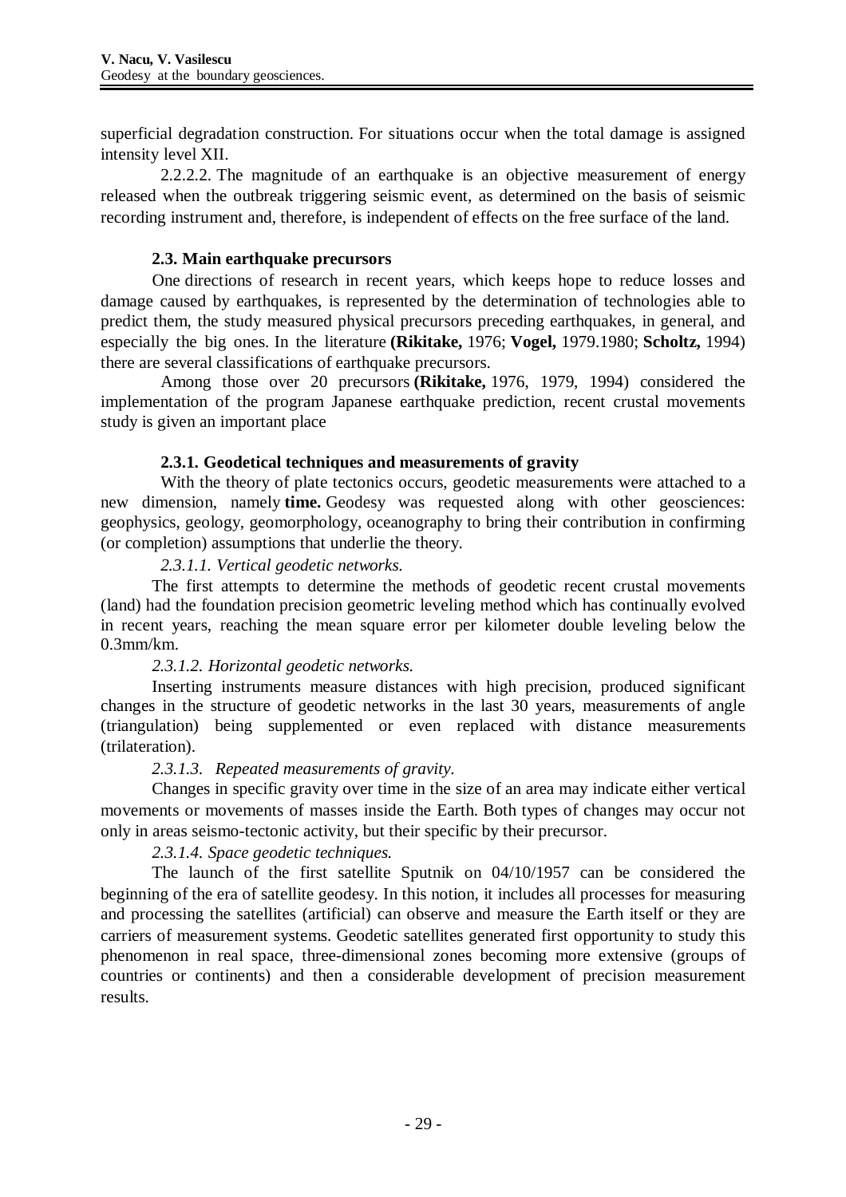superficial degradation construction. For situations occur when the total damage is assigned intensity level XII.

2.2.2.2. The magnitude of an earthquake is an objective measurement of energy released when the outbreak triggering seismic event, as determined on the basis of seismic recording instrument and, therefore, is independent of effects on the free surface of the land.

### 2.3. Main earthquake precursors

One directions of research in recent years, which keeps hope to reduce losses and damage caused by earthquakes, is represented by the determination of technologies able to predict them, the study measured physical precursors preceding earthquakes, in general, and especially the big ones. In the literature **(Rikitake,** 1976; **Vogel,** 1979.1980; **Scholtz,** 1994) there are several classifications of earthquake precursors.

Among those over 20 precursors **(Rikitake,** 1976, 1979, 1994) considered the implementation of the program Japanese earthquake prediction, recent crustal movements study is given an important place

#### 2.3.1. Geodetical techniques and measurements of gravity

With the theory of plate tectonics occurs, geodetic measurements were attached to a new dimension, namely **time.** Geodesy was requested along with other geosciences: geophysics, geology, geomorphology, oceanography to bring their contribution in confirming (or completion) assumptions that underlie the theory.

*2.3.1.1. Vertical geodetic networks.*

The first attempts to determine the methods of geodetic recent crustal movements (land) had the foundation precision geometric leveling method which has continually evolved in recent years, reaching the mean square error per kilometer double leveling below the 0.3mm/km.

*2.3.1.2. Horizontal geodetic networks.*

Inserting instruments measure distances with high precision, produced significant changes in the structure of geodetic networks in the last 30 years, measurements of angle (triangulation) being supplemented or even replaced with distance measurements (trilateration).

*2.3.1.3. Repeated measurements of gravity.*

Changes in specific gravity over time in the size of an area may indicate either vertical movements or movements of masses inside the Earth. Both types of changes may occur not only in areas seismo-tectonic activity, but their specific by their precursor.

*2.3.1.4. Space geodetic techniques.*

The launch of the first satellite Sputnik on 04/10/1957 can be considered the beginning of the era of satellite geodesy. In this notion, it includes all processes for measuring and processing the satellites (artificial) can observe and measure the Earth itself or they are carriers of measurement systems. Geodetic satellites generated first opportunity to study this phenomenon in real space, three-dimensional zones becoming more extensive (groups of countries or continents) and then a considerable development of precision measurement results.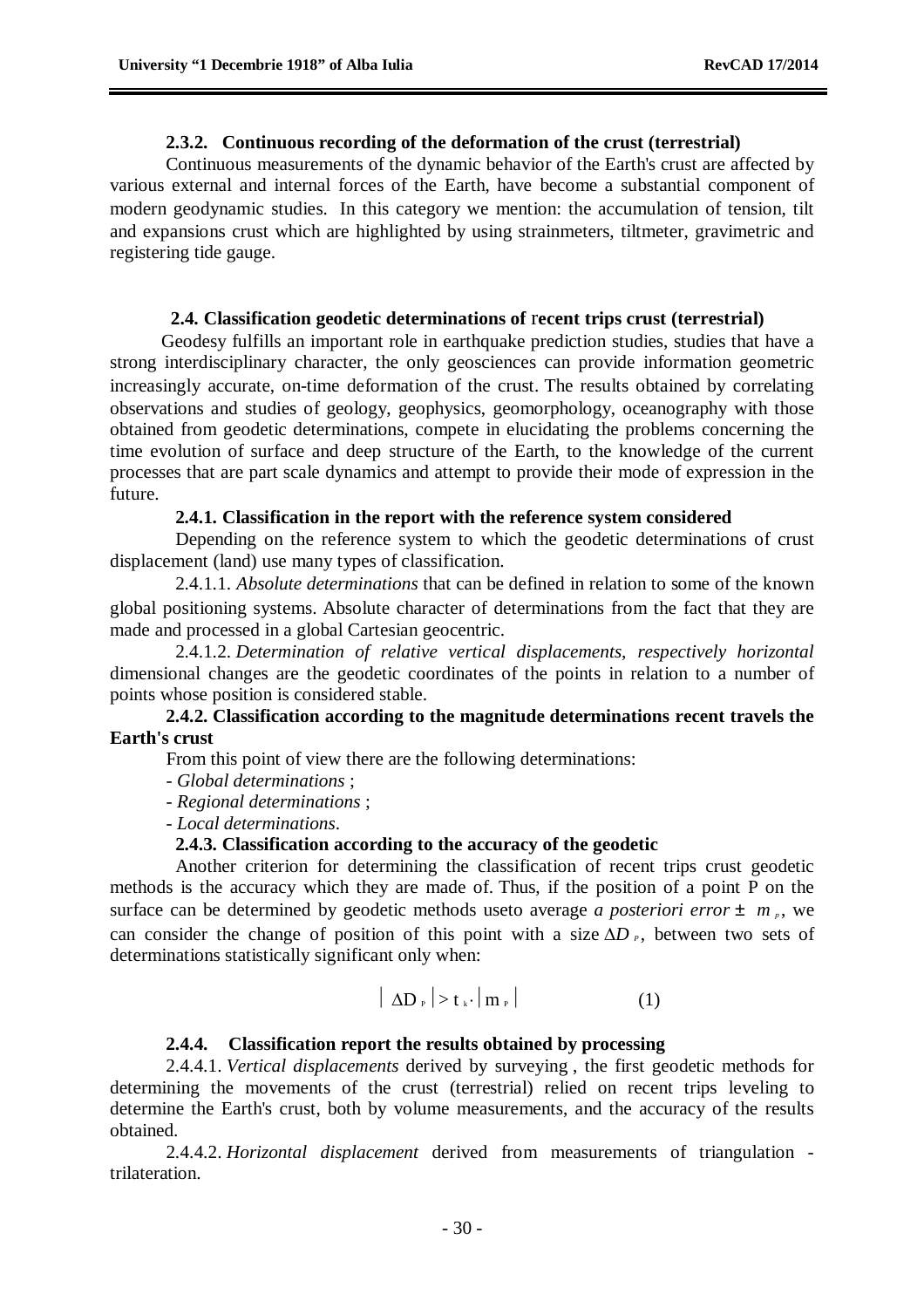### 2.3.2. Continuous recording of the deformation of the crust (terrestrial)

Continuous measurements of the dynamic behavior of the Earth's crust are affected by various external and internal forces of the Earth, have become a substantial component of modern geodynamic studies. In this category we mention: the accumulation of tension, tilt and expansions crust which are highlighted by using strainmeters, tiltmeter, gravimetric and registering tide gauge.

## 2.4. Classification geodetic determinations of recent trips crust (terrestrial)

Geodesy fulfills an important role in earthquake prediction studies, studies that have a strong interdisciplinary character, the only geosciences can provide information geometric increasingly accurate, on-time deformation of the crust. The results obtained by correlating observations and studies of geology, geophysics, geomorphology, oceanography with those obtained from geodetic determinations, compete in elucidating the problems concerning the time evolution of surface and deep structure of the Earth, to the knowledge of the current processes that are part scale dynamics and attempt to provide their mode of expression in the future.

### 2.4.1. Classification in the report with the reference system considered

Depending on the reference system to which the geodetic determinations of crust displacement (land) use many types of classification.

2.4.1.1. *Absolute determinations* that can be defined in relation to some of the known global positioning systems. Absolute character of determinations from the fact that they are made and processed in a global Cartesian geocentric.

2.4.1.2. *Determination of relative vertical displacements, respectively horizontal* dimensional changes are the geodetic coordinates of the points in relation to a number of points whose position is considered stable.

### 2.4.2. Classification according to the magnitude determinations recent travels the Earth's crust

From this point of view there are the following determinations:

- *Global determinations* ;
- *Regional determinations* ;
- *Local determinations*.

### 2.4.3. Classification according to the accuracy of the geodetic

Another criterion for determining the classification of recent trips crust geodetic methods is the accuracy which they are made of. Thus, if the position of a point P on the surface can be determined by geodetic methods useto average *a posteriori error* $\pm\ m_P$, we can consider the change of position of this point with a size $\Delta D_P$, between two sets of determinations statistically significant only when:

$$\left|\ \Delta D_P \right| > t_k \cdot \left| m_P \right| \qquad (1)$$

### 2.4.4. Classification report the results obtained by processing

2.4.4.1. *Vertical displacements* derived by surveying , the first geodetic methods for determining the movements of the crust (terrestrial) relied on recent trips leveling to determine the Earth's crust, both by volume measurements, and the accuracy of the results obtained.

2.4.4.2. *Horizontal displacement* derived from measurements of triangulation - trilateration.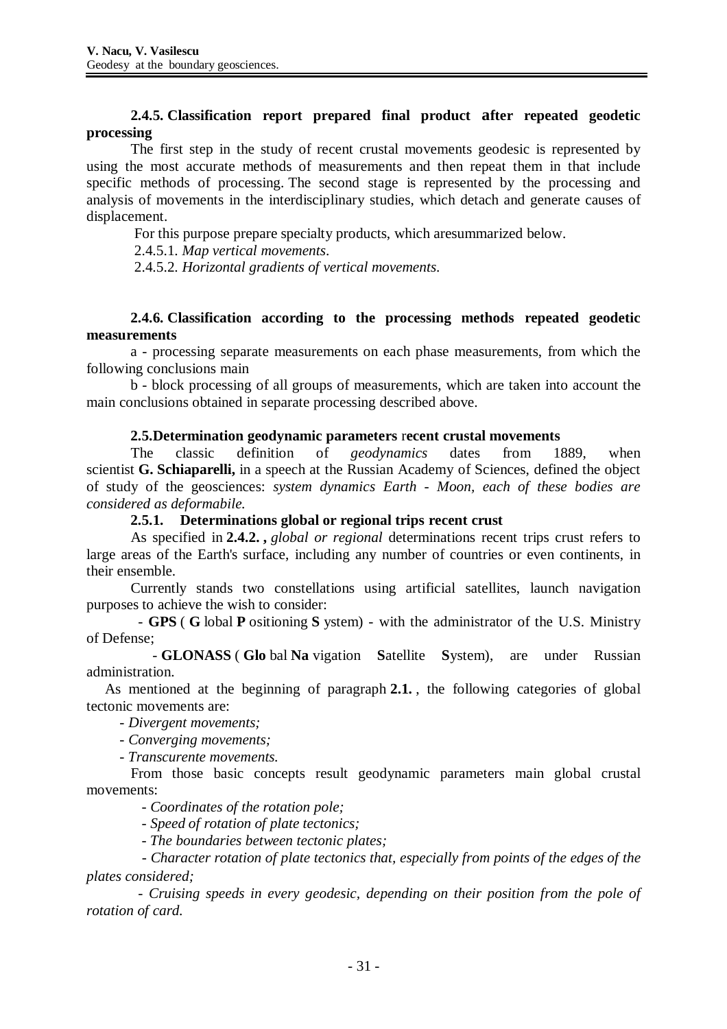#### 2.4.5. Classification report prepared final product after repeated geodetic processing

The first step in the study of recent crustal movements geodesic is represented by using the most accurate methods of measurements and then repeat them in that include specific methods of processing. The second stage is represented by the processing and analysis of movements in the interdisciplinary studies, which detach and generate causes of displacement.

For this purpose prepare specialty products, which aresummarized below.

2.4.5.1. *Map vertical movements.*

2.4.5.2. *Horizontal gradients of vertical movements.*

#### 2.4.6. Classification according to the processing methods repeated geodetic measurements

a - processing separate measurements on each phase measurements, from which the following conclusions main

b - block processing of all groups of measurements, which are taken into account the main conclusions obtained in separate processing described above.

### 2.5.Determination geodynamic parameters recent crustal movements

The classic definition of *geodynamics* dates from 1889, when scientist **G. Schiaparelli,** in a speech at the Russian Academy of Sciences, defined the object of study of the geosciences: *system dynamics Earth - Moon, each of these bodies are considered as deformabile.*

#### 2.5.1. Determinations global or regional trips recent crust

As specified in **2.4.2. ,** *global or regional* determinations recent trips crust refers to large areas of the Earth's surface, including any number of countries or even continents, in their ensemble.

Currently stands two constellations using artificial satellites, launch navigation purposes to achieve the wish to consider:

- **GPS** ( **G** lobal **P** ositioning **S** ystem) - with the administrator of the U.S. Ministry of Defense;
- **GLONASS** ( **Glo** bal **Na** vigation **S**atellite **S**ystem), are under Russian administration.

As mentioned at the beginning of paragraph **2.1.** , the following categories of global tectonic movements are:

- *Divergent movements;*
- *Converging movements;*
- *Transcurente movements.*

From those basic concepts result geodynamic parameters main global crustal movements:

- *Coordinates of the rotation pole;*
- *Speed of rotation of plate tectonics;*
- *The boundaries between tectonic plates;*
- *Character rotation of plate tectonics that, especially from points of the edges of the plates considered;*
- *Cruising speeds in every geodesic, depending on their position from the pole of rotation of card.*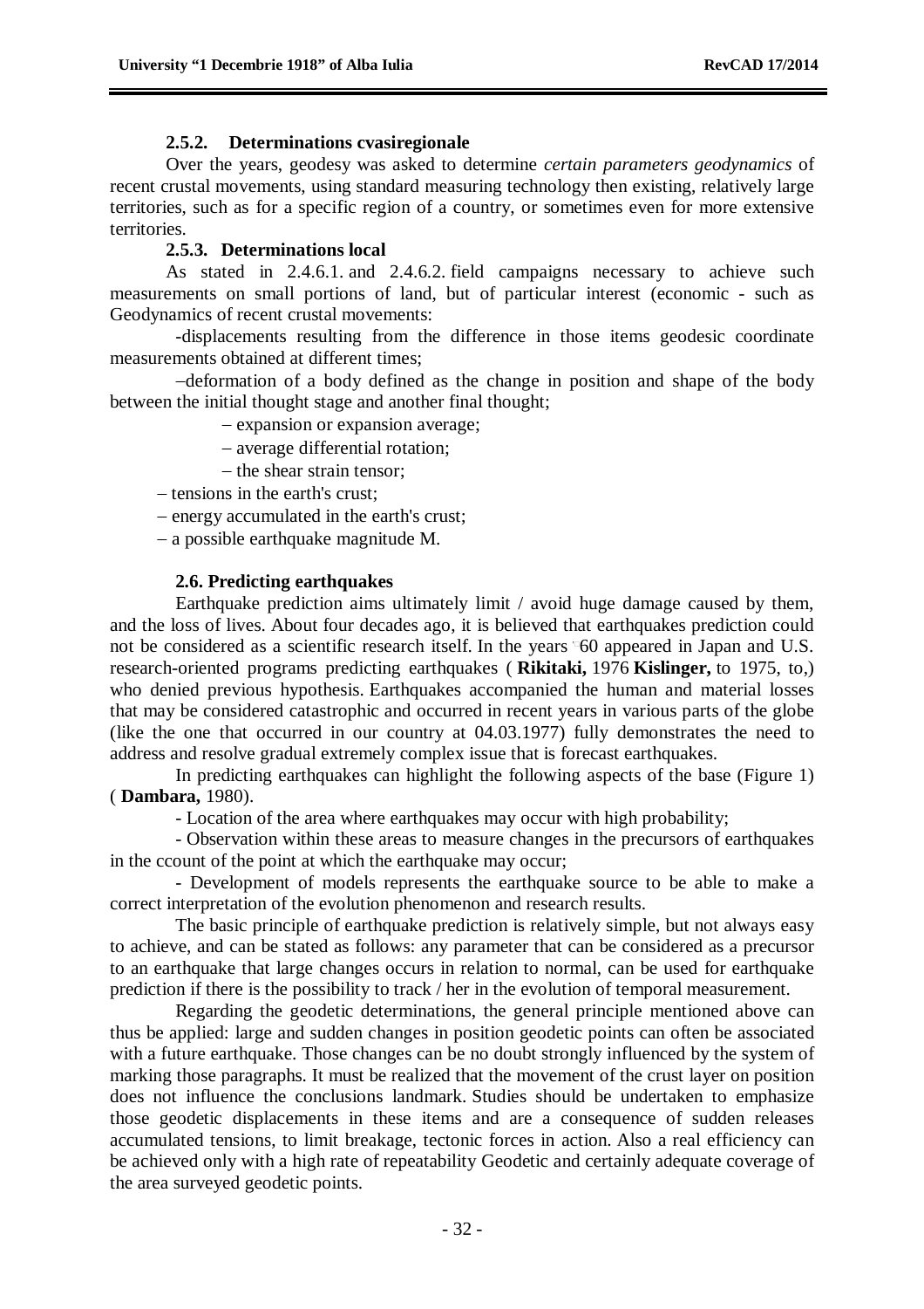### 2.5.2. Determinations cvasiregionale

Over the years, geodesy was asked to determine *certain parameters geodynamics* of recent crustal movements, using standard measuring technology then existing, relatively large territories, such as for a specific region of a country, or sometimes even for more extensive territories.

### 2.5.3. Determinations local

As stated in 2.4.6.1. and 2.4.6.2. field campaigns necessary to achieve such measurements on small portions of land, but of particular interest (economic - such as Geodynamics of recent crustal movements:

-displacements resulting from the difference in those items geodesic coordinate measurements obtained at different times;

–deformation of a body defined as the change in position and shape of the body between the initial thought stage and another final thought;

– expansion or expansion average;

– average differential rotation;

– the shear strain tensor;

– tensions in the earth's crust;

– energy accumulated in the earth's crust;

– a possible earthquake magnitude M.

## 2.6. Predicting earthquakes

Earthquake prediction aims ultimately limit / avoid huge damage caused by them, and the loss of lives. About four decades ago, it is believed that earthquakes prediction could not be considered as a scientific research itself. In the years "60 appeared in Japan and U.S. research-oriented programs predicting earthquakes ( **Rikitaki,** 1976 **Kislinger,** to 1975, to,) who denied previous hypothesis. Earthquakes accompanied the human and material losses that may be considered catastrophic and occurred in recent years in various parts of the globe (like the one that occurred in our country at 04.03.1977) fully demonstrates the need to address and resolve gradual extremely complex issue that is forecast earthquakes.

In predicting earthquakes can highlight the following aspects of the base (Figure 1) ( **Dambara,** 1980).

- Location of the area where earthquakes may occur with high probability;

- Observation within these areas to measure changes in the precursors of earthquakes in the ccount of the point at which the earthquake may occur;

- Development of models represents the earthquake source to be able to make a correct interpretation of the evolution phenomenon and research results.

The basic principle of earthquake prediction is relatively simple, but not always easy to achieve, and can be stated as follows: any parameter that can be considered as a precursor to an earthquake that large changes occurs in relation to normal, can be used for earthquake prediction if there is the possibility to track / her in the evolution of temporal measurement.

Regarding the geodetic determinations, the general principle mentioned above can thus be applied: large and sudden changes in position geodetic points can often be associated with a future earthquake. Those changes can be no doubt strongly influenced by the system of marking those paragraphs. It must be realized that the movement of the crust layer on position does not influence the conclusions landmark. Studies should be undertaken to emphasize those geodetic displacements in these items and are a consequence of sudden releases accumulated tensions, to limit breakage, tectonic forces in action. Also a real efficiency can be achieved only with a high rate of repeatability Geodetic and certainly adequate coverage of the area surveyed geodetic points.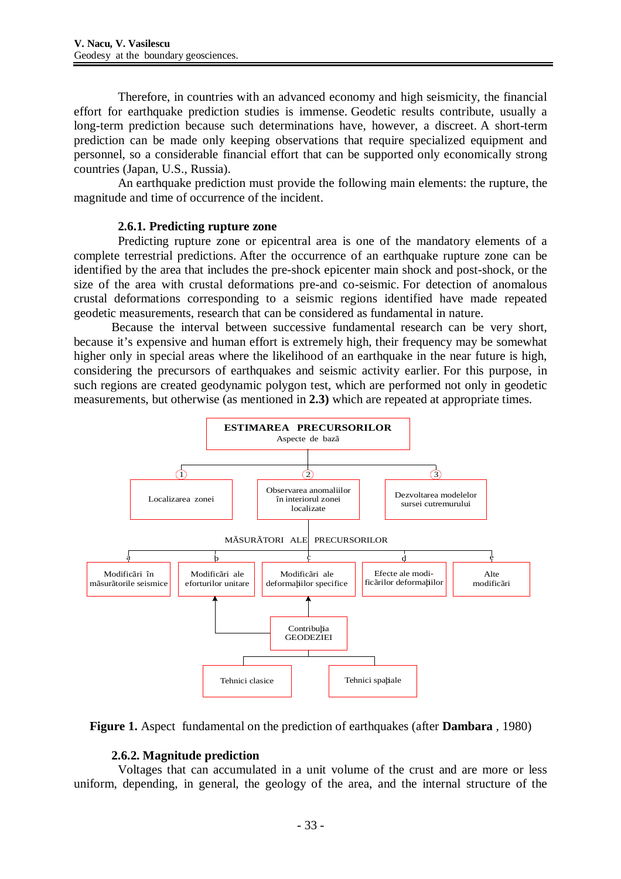Therefore, in countries with an advanced economy and high seismicity, the financial effort for earthquake prediction studies is immense. Geodetic results contribute, usually a long-term prediction because such determinations have, however, a discreet. A short-term prediction can be made only keeping observations that require specialized equipment and personnel, so a considerable financial effort that can be supported only economically strong countries (Japan, U.S., Russia).

An earthquake prediction must provide the following main elements: the rupture, the magnitude and time of occurrence of the incident.

### 2.6.1. Predicting rupture zone

Predicting rupture zone or epicentral area is one of the mandatory elements of a complete terrestrial predictions. After the occurrence of an earthquake rupture zone can be identified by the area that includes the pre-shock epicenter main shock and post-shock, or the size of the area with crustal deformations pre-and co-seismic. For detection of anomalous crustal deformations corresponding to a seismic regions identified have made repeated geodetic measurements, research that can be considered as fundamental in nature.

Because the interval between successive fundamental research can be very short, because it's expensive and human effort is extremely high, their frequency may be somewhat higher only in special areas where the likelihood of an earthquake in the near future is high, considering the precursors of earthquakes and seismic activity earlier. For this purpose, in such regions are created geodynamic polygon test, which are performed not only in geodetic measurements, but otherwise (as mentioned in **2.3)** which are repeated at appropriate times.

**ESTIMAREA PRECURSORILOR**
Aspecte de bază

1. Localizarea zonei
2. Observarea anomaliilor în interiorul zonei localizate
3. Dezvoltarea modelelor sursei cutremurului

MĂSURĂTORI ALE PRECURSORILOR

a. Modificări în măsurătorile seismice
b. Modificări ale eforturilor unitare
c. Modificări ale deformaţiilor specifice
d. Efecte ale modificărilor deformaţiilor
e. Alte modificări

Contribuţia GEODEZIEI

- Tehnici clasice
- Tehnici spaţiale

**Figure 1.** Aspect fundamental on the prediction of earthquakes (after **Dambara** , 1980)

### 2.6.2. Magnitude prediction

Voltages that can accumulated in a unit volume of the crust and are more or less uniform, depending, in general, the geology of the area, and the internal structure of the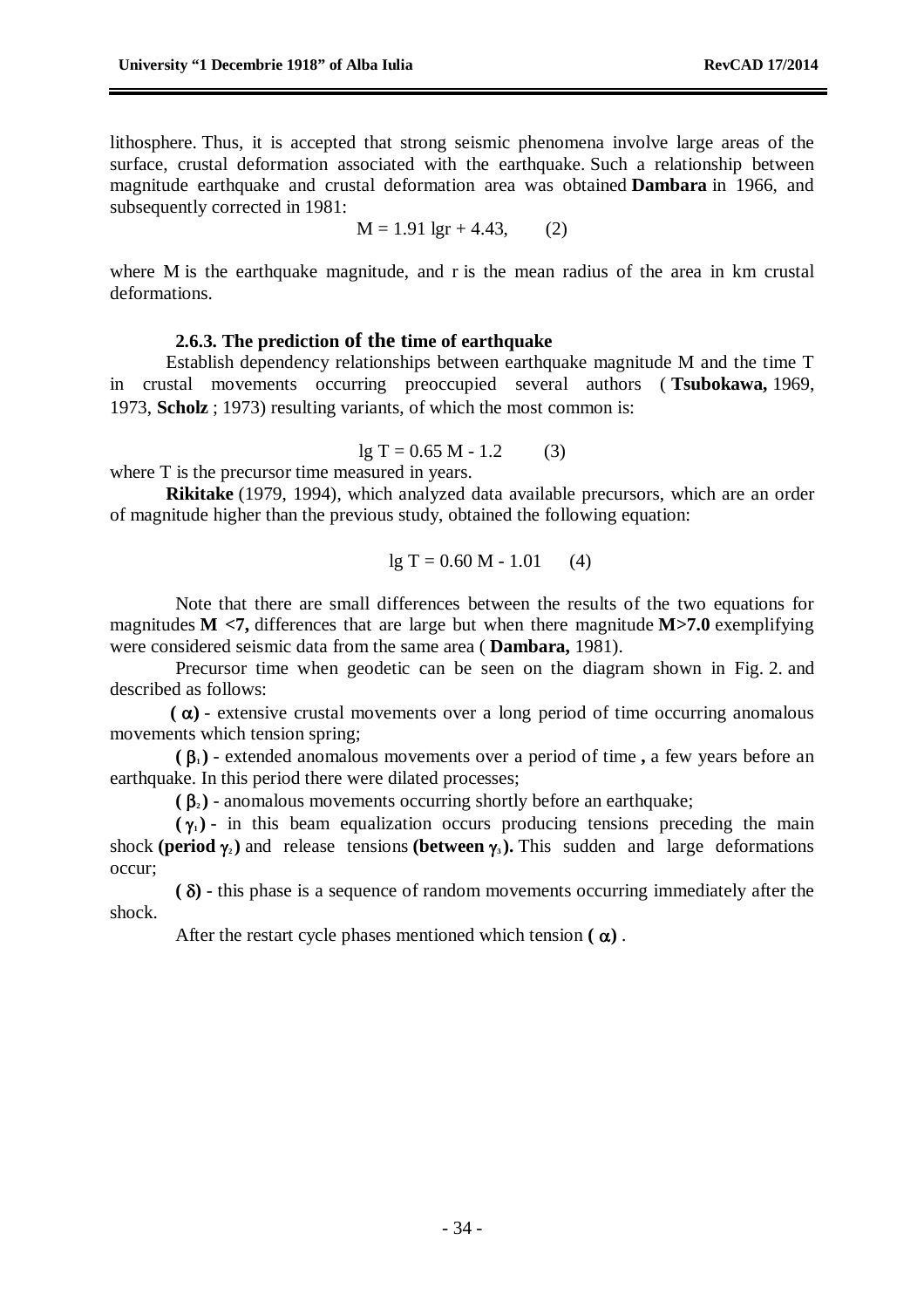lithosphere. Thus, it is accepted that strong seismic phenomena involve large areas of the surface, crustal deformation associated with the earthquake. Such a relationship between magnitude earthquake and crustal deformation area was obtained **Dambara** in 1966, and subsequently corrected in 1981:

$$M = 1.91 \lg r + 4.43, \qquad (2)$$

where M is the earthquake magnitude, and r is the mean radius of the area in km crustal deformations.

### 2.6.3. The prediction of the time of earthquake

Establish dependency relationships between earthquake magnitude M and the time T in crustal movements occurring preoccupied several authors ( **Tsubokawa,** 1969, 1973, **Scholz** ; 1973) resulting variants, of which the most common is:

$$\lg T = 0.65\, M - 1.2 \qquad (3)$$

where T is the precursor time measured in years.

**Rikitake** (1979, 1994), which analyzed data available precursors, which are an order of magnitude higher than the previous study, obtained the following equation:

$$\lg T = 0.60\, M - 1.01 \qquad (4)$$

Note that there are small differences between the results of the two equations for magnitudes **M <7,** differences that are large but when there magnitude **M>7.0** exemplifying were considered seismic data from the same area ( **Dambara,** 1981).

Precursor time when geodetic can be seen on the diagram shown in Fig. 2. and described as follows:

**( $\alpha$)** - extensive crustal movements over a long period of time occurring anomalous movements which tension spring;

**( $\beta_1$ )** - extended anomalous movements over a period of time **,** a few years before an earthquake. In this period there were dilated processes;

**( $\beta_2$ )** - anomalous movements occurring shortly before an earthquake;

**( $\gamma_1$ )** - in this beam equalization occurs producing tensions preceding the main shock **(period $\gamma_2$)** and release tensions **(between $\gamma_3$).** This sudden and large deformations occur;

**( $\delta$)** - this phase is a sequence of random movements occurring immediately after the shock.

After the restart cycle phases mentioned which tension **( $\alpha$)** .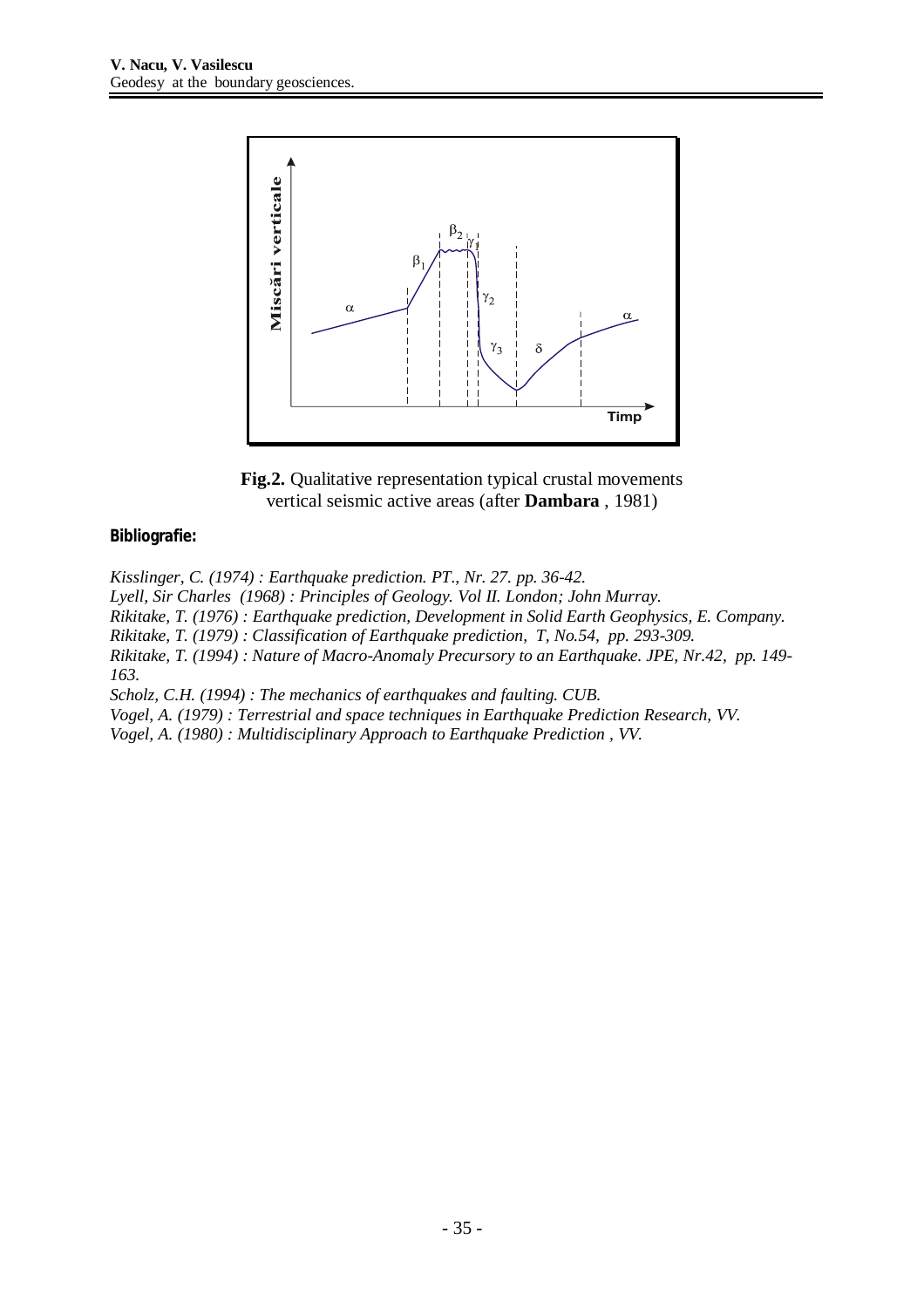Mişcări verticale

β2

γ1

β1

γ2

α

α

γ3

δ

Timp

**Fig.2.** Qualitative representation typical crustal movements vertical seismic active areas (after **Dambara** , 1981)

**Bibliografie:**

*Kisslinger, C. (1974) : Earthquake prediction. PT., Nr. 27. pp. 36-42.*

*Lyell, Sir Charles (1968) : Principles of Geology. Vol II. London; John Murray.*

*Rikitake, T. (1976) : Earthquake prediction, Development in Solid Earth Geophysics, E. Company.*

*Rikitake, T. (1979) : Classification of Earthquake prediction, T, No.54, pp. 293-309.*

*Rikitake, T. (1994) : Nature of Macro-Anomaly Precursory to an Earthquake. JPE, Nr.42, pp. 149-163.*

*Scholz, C.H. (1994) : The mechanics of earthquakes and faulting. CUB.*

*Vogel, A. (1979) : Terrestrial and space techniques in Earthquake Prediction Research, VV.*

*Vogel, A. (1980) : Multidisciplinary Approach to Earthquake Prediction , VV.*